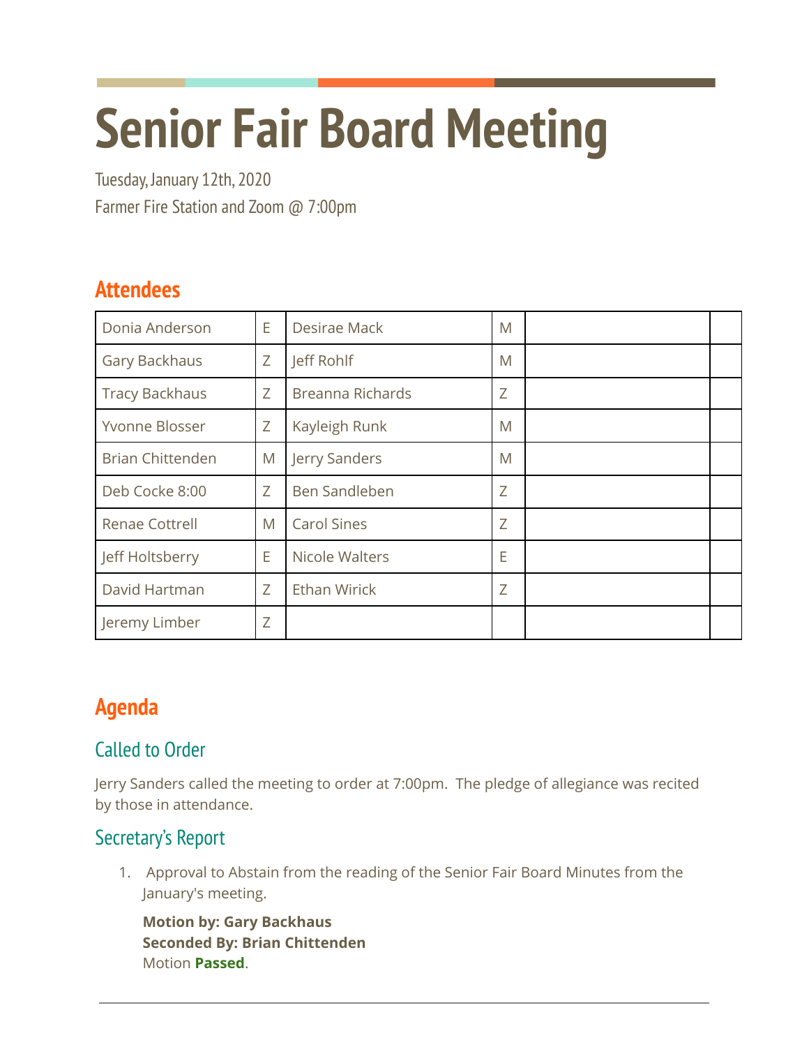# Senior Fair Board Meeting

Tuesday, January 12th, 2020

Farmer Fire Station and Zoom @ 7:00pm

## Attendees

| | | | | | |
|---|---|---|---|---|---|
| Donia Anderson | E | Desirae Mack | M | | |
| Gary Backhaus | Z | Jeff Rohlf | M | | |
| Tracy Backhaus | Z | Breanna Richards | Z | | |
| Yvonne Blosser | Z | Kayleigh Runk | M | | |
| Brian Chittenden | M | Jerry Sanders | M | | |
| Deb Cocke 8:00 | Z | Ben Sandleben | Z | | |
| Renae Cottrell | M | Carol Sines | Z | | |
| Jeff Holtsberry | E | Nicole Walters | E | | |
| David Hartman | Z | Ethan Wirick | Z | | |
| Jeremy Limber | Z | | | | |

## Agenda

### Called to Order

Jerry Sanders called the meeting to order at 7:00pm. The pledge of allegiance was recited by those in attendance.

### Secretary's Report

1. Approval to Abstain from the reading of the Senior Fair Board Minutes from the January's meeting.

   **Motion by: Gary Backhaus**
   **Seconded By: Brian Chittenden**
   Motion **Passed**.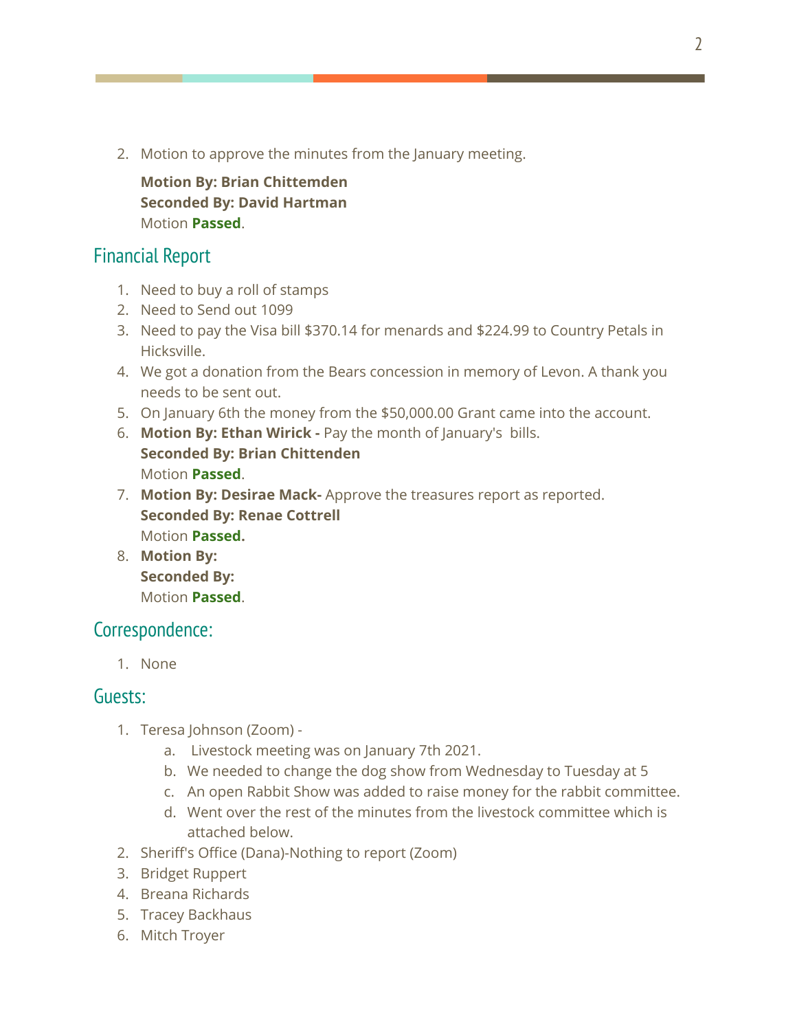2. Motion to approve the minutes from the January meeting.

   **Motion By: Brian Chittemden**
   **Seconded By: David Hartman**
   Motion **Passed**.

## Financial Report

1. Need to buy a roll of stamps
2. Need to Send out 1099
3. Need to pay the Visa bill $370.14 for menards and $224.99 to Country Petals in Hicksville.
4. We got a donation from the Bears concession in memory of Levon. A thank you needs to be sent out.
5. On January 6th the money from the $50,000.00 Grant came into the account.
6. **Motion By: Ethan Wirick -** Pay the month of January's bills.
   **Seconded By: Brian Chittenden**
   Motion **Passed**.
7. **Motion By: Desirae Mack-** Approve the treasures report as reported.
   **Seconded By: Renae Cottrell**
   Motion **Passed.**
8. **Motion By:**
   **Seconded By:**
   Motion **Passed**.

## Correspondence:

1. None

## Guests:

1. Teresa Johnson (Zoom) -
   a. Livestock meeting was on January 7th 2021.
   b. We needed to change the dog show from Wednesday to Tuesday at 5
   c. An open Rabbit Show was added to raise money for the rabbit committee.
   d. Went over the rest of the minutes from the livestock committee which is attached below.
2. Sheriff's Office (Dana)-Nothing to report (Zoom)
3. Bridget Ruppert
4. Breana Richards
5. Tracey Backhaus
6. Mitch Troyer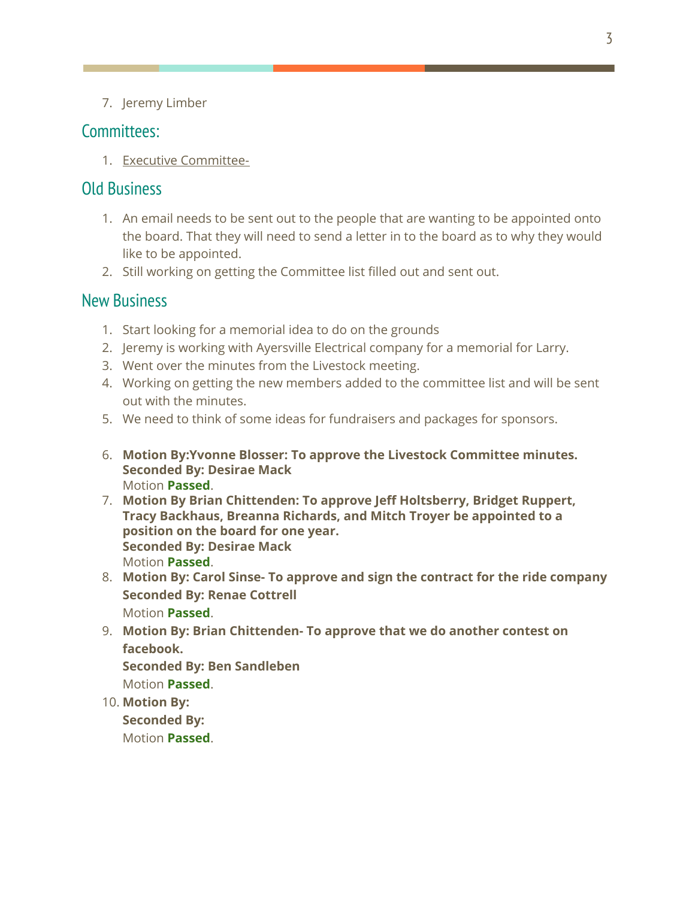7. Jeremy Limber

## Committees:

1. Executive Committee-

## Old Business

1. An email needs to be sent out to the people that are wanting to be appointed onto the board. That they will need to send a letter in to the board as to why they would like to be appointed.
2. Still working on getting the Committee list filled out and sent out.

## New Business

1. Start looking for a memorial idea to do on the grounds
2. Jeremy is working with Ayersville Electrical company for a memorial for Larry.
3. Went over the minutes from the Livestock meeting.
4. Working on getting the new members added to the committee list and will be sent out with the minutes.
5. We need to think of some ideas for fundraisers and packages for sponsors.

6. **Motion By:Yvonne Blosser: To approve the Livestock Committee minutes.**
   **Seconded By: Desirae Mack**
   Motion **Passed**.
7. **Motion By Brian Chittenden: To approve Jeff Holtsberry, Bridget Ruppert, Tracy Backhaus, Breanna Richards, and Mitch Troyer be appointed to a position on the board for one year.**
   **Seconded By: Desirae Mack**
   Motion **Passed**.
8. **Motion By: Carol Sinse- To approve and sign the contract for the ride company**
   **Seconded By: Renae Cottrell**
   Motion **Passed**.
9. **Motion By: Brian Chittenden- To approve that we do another contest on facebook.**
   **Seconded By: Ben Sandleben**
   Motion **Passed**.
10. **Motion By:**
    **Seconded By:**
    Motion **Passed**.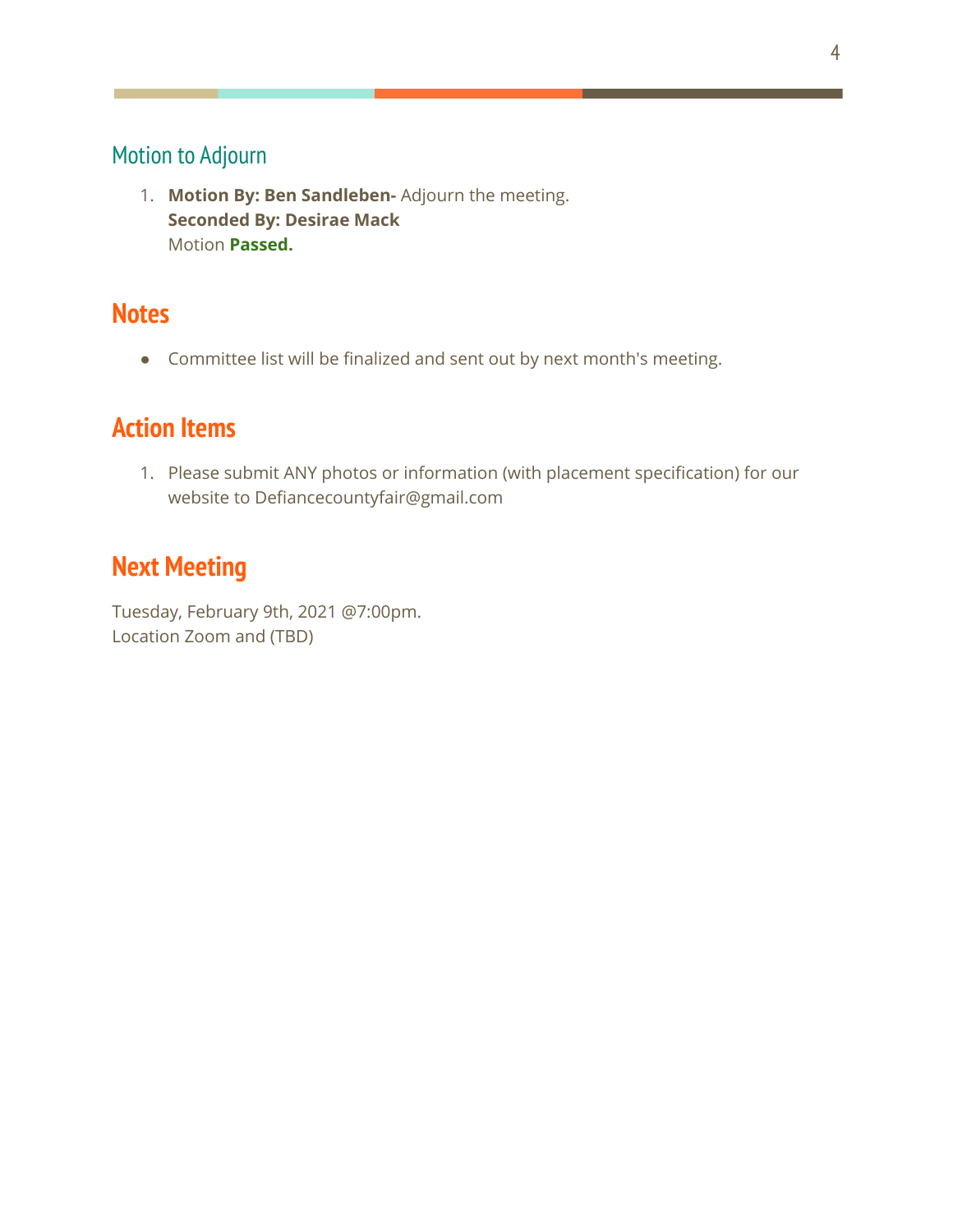### Motion to Adjourn

1. **Motion By: Ben Sandleben-** Adjourn the meeting.
   **Seconded By: Desirae Mack**
   Motion **Passed.**

## Notes

- Committee list will be finalized and sent out by next month's meeting.

## Action Items

1. Please submit ANY photos or information (with placement specification) for our website to Defiancecountyfair@gmail.com

## Next Meeting

Tuesday, February 9th, 2021 @7:00pm.
Location Zoom and (TBD)